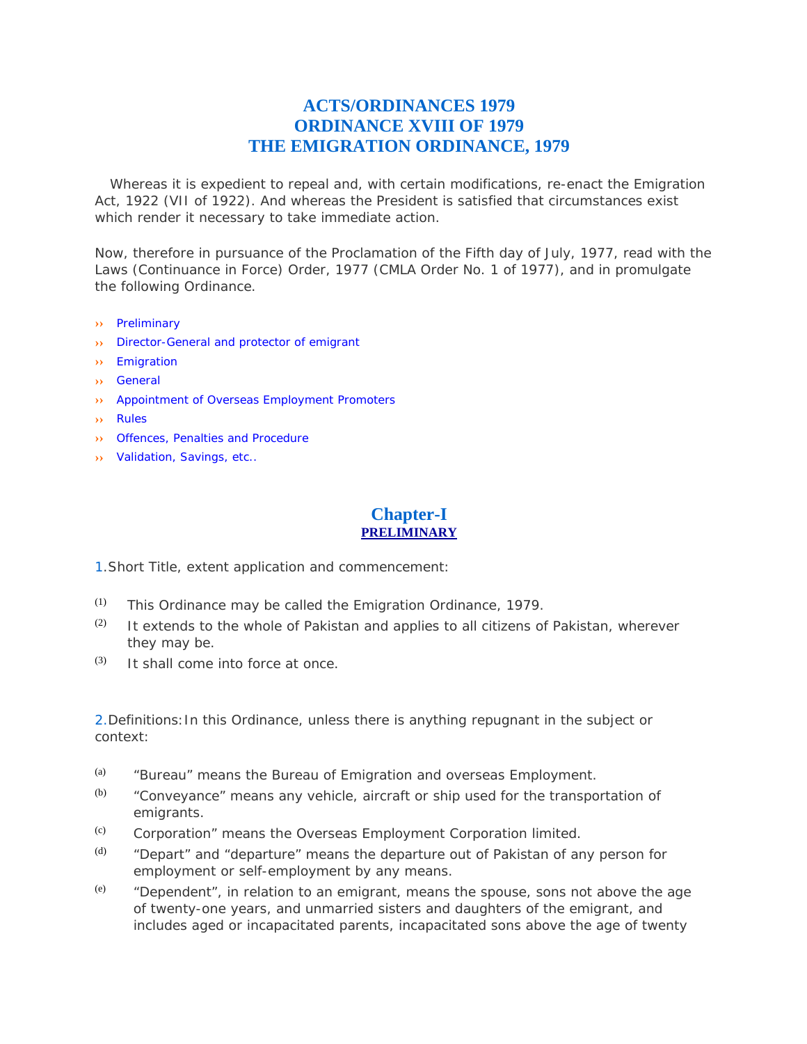# ACTS/ORDINANCES 1979
# ORDINANCE XVIII OF 1979
# THE EMIGRATION ORDINANCE, 1979

Whereas it is expedient to repeal and, with certain modifications, re-enact the Emigration Act, 1922 (VII of 1922). And whereas the President is satisfied that circumstances exist which render it necessary to take immediate action.

Now, therefore in pursuance of the Proclamation of the Fifth day of July, 1977, read with the Laws (Continuance in Force) Order, 1977 (CMLA Order No. 1 of 1977), and in promulgate the following Ordinance.

- ›› Preliminary
- ›› Director-General and protector of emigrant
- ›› Emigration
- ›› General
- ›› Appointment of Overseas Employment Promoters
- ›› Rules
- ›› Offences, Penalties and Procedure
- ›› Validation, Savings, etc..

## Chapter-I
### PRELIMINARY

1.Short Title, extent application and commencement:

(1) This Ordinance may be called the Emigration Ordinance, 1979.

(2) It extends to the whole of Pakistan and applies to all citizens of Pakistan, wherever they may be.

(3) It shall come into force at once.

2.Definitions:In this Ordinance, unless there is anything repugnant in the subject or context:

(a) "Bureau" means the Bureau of Emigration and overseas Employment.

(b) "Conveyance" means any vehicle, aircraft or ship used for the transportation of emigrants.

(c) Corporation" means the Overseas Employment Corporation limited.

(d) "Depart" and "departure" means the departure out of Pakistan of any person for employment or self-employment by any means.

(e) "Dependent", in relation to an emigrant, means the spouse, sons not above the age of twenty-one years, and unmarried sisters and daughters of the emigrant, and includes aged or incapacitated parents, incapacitated sons above the age of twenty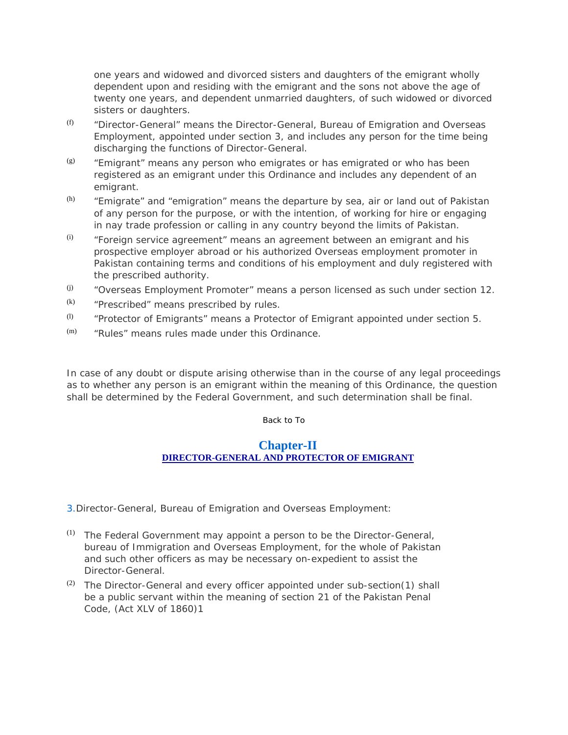one years and widowed and divorced sisters and daughters of the emigrant wholly dependent upon and residing with the emigrant and the sons not above the age of twenty one years, and dependent unmarried daughters, of such widowed or divorced sisters or daughters.

(f) "Director-General" means the Director-General, Bureau of Emigration and Overseas Employment, appointed under section 3, and includes any person for the time being discharging the functions of Director-General.

(g) "Emigrant" means any person who emigrates or has emigrated or who has been registered as an emigrant under this Ordinance and includes any dependent of an emigrant.

(h) "Emigrate" and "emigration" means the departure by sea, air or land out of Pakistan of any person for the purpose, or with the intention, of working for hire or engaging in nay trade profession or calling in any country beyond the limits of Pakistan.

(i) "Foreign service agreement" means an agreement between an emigrant and his prospective employer abroad or his authorized Overseas employment promoter in Pakistan containing terms and conditions of his employment and duly registered with the prescribed authority.

(j) "Overseas Employment Promoter" means a person licensed as such under section 12.

(k) "Prescribed" means prescribed by rules.

(l) "Protector of Emigrants" means a Protector of Emigrant appointed under section 5.

(m) "Rules" means rules made under this Ordinance.

In case of any doubt or dispute arising otherwise than in the course of any legal proceedings as to whether any person is an emigrant within the meaning of this Ordinance, the question shall be determined by the Federal Government, and such determination shall be final.

Back to To

## Chapter-II

### DIRECTOR-GENERAL AND PROTECTOR OF EMIGRANT

3. Director-General, Bureau of Emigration and Overseas Employment:

(1) The Federal Government may appoint a person to be the Director-General, bureau of Immigration and Overseas Employment, for the whole of Pakistan and such other officers as may be necessary on-expedient to assist the Director-General.

(2) The Director-General and every officer appointed under sub-section(1) shall be a public servant within the meaning of section 21 of the Pakistan Penal Code, (Act XLV of 1860)1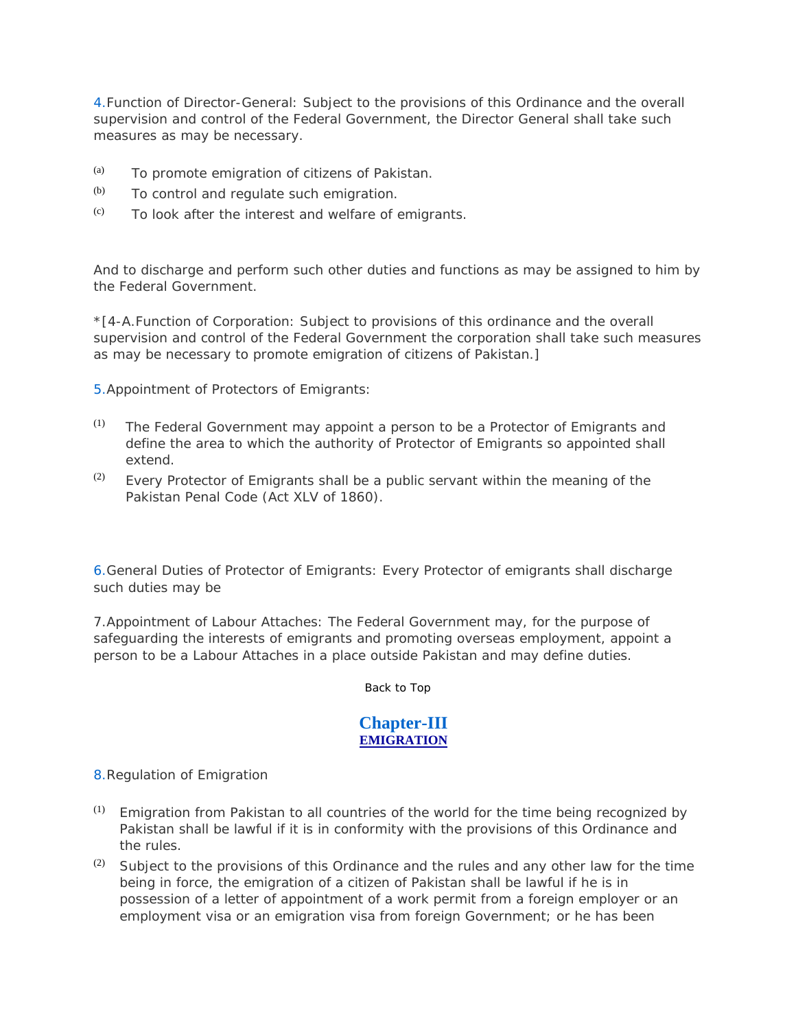4.Function of Director-General: Subject to the provisions of this Ordinance and the overall supervision and control of the Federal Government, the Director General shall take such measures as may be necessary.

(a) To promote emigration of citizens of Pakistan.

(b) To control and regulate such emigration.

(c) To look after the interest and welfare of emigrants.

And to discharge and perform such other duties and functions as may be assigned to him by the Federal Government.

*[4-A.Function of Corporation: Subject to provisions of this ordinance and the overall supervision and control of the Federal Government the corporation shall take such measures as may be necessary to promote emigration of citizens of Pakistan.]

5.Appointment of Protectors of Emigrants:

(1) The Federal Government may appoint a person to be a Protector of Emigrants and define the area to which the authority of Protector of Emigrants so appointed shall extend.

(2) Every Protector of Emigrants shall be a public servant within the meaning of the Pakistan Penal Code (Act XLV of 1860).

6.General Duties of Protector of Emigrants: Every Protector of emigrants shall discharge such duties may be

7.Appointment of Labour Attaches: The Federal Government may, for the purpose of safeguarding the interests of emigrants and promoting overseas employment, appoint a person to be a Labour Attaches in a place outside Pakistan and may define duties.

Back to Top

## Chapter-III
### EMIGRATION

8.Regulation of Emigration

(1) Emigration from Pakistan to all countries of the world for the time being recognized by Pakistan shall be lawful if it is in conformity with the provisions of this Ordinance and the rules.

(2) Subject to the provisions of this Ordinance and the rules and any other law for the time being in force, the emigration of a citizen of Pakistan shall be lawful if he is in possession of a letter of appointment of a work permit from a foreign employer or an employment visa or an emigration visa from foreign Government; or he has been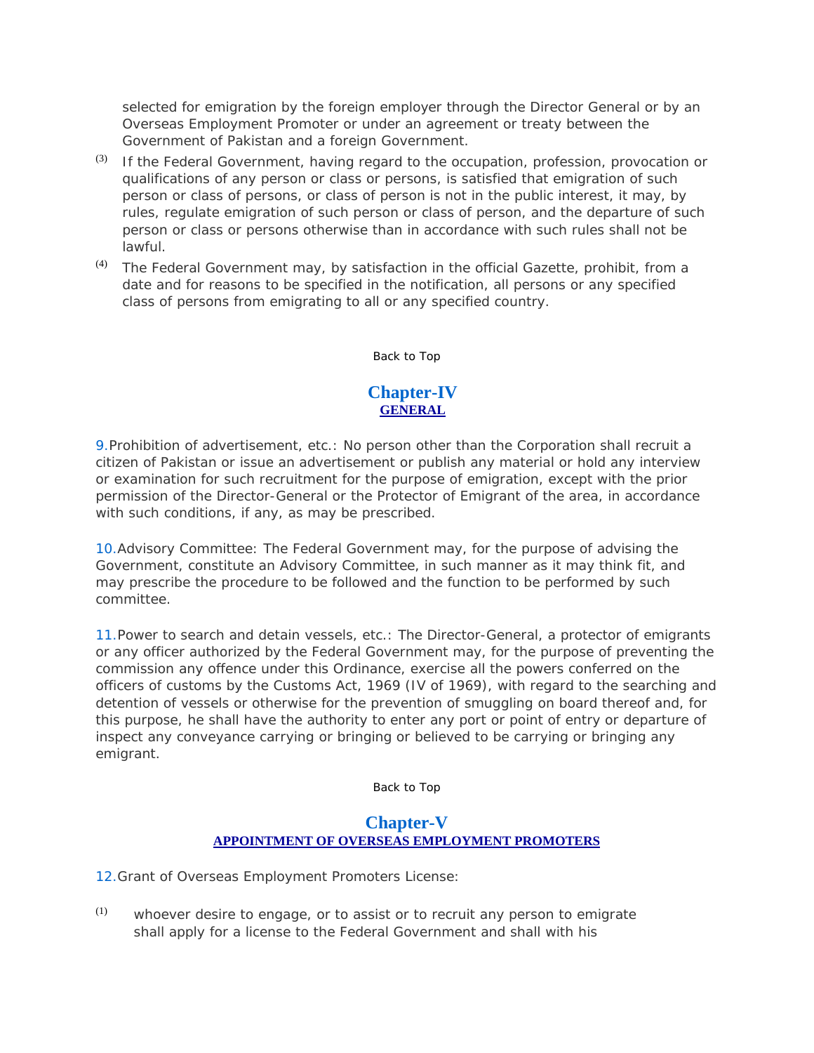selected for emigration by the foreign employer through the Director General or by an Overseas Employment Promoter or under an agreement or treaty between the Government of Pakistan and a foreign Government.

(3) If the Federal Government, having regard to the occupation, profession, provocation or qualifications of any person or class or persons, is satisfied that emigration of such person or class of persons, or class of person is not in the public interest, it may, by rules, regulate emigration of such person or class of person, and the departure of such person or class or persons otherwise than in accordance with such rules shall not be lawful.

(4) The Federal Government may, by satisfaction in the official Gazette, prohibit, from a date and for reasons to be specified in the notification, all persons or any specified class of persons from emigrating to all or any specified country.

Back to Top

## Chapter-IV
### GENERAL

9.Prohibition of advertisement, etc.: No person other than the Corporation shall recruit a citizen of Pakistan or issue an advertisement or publish any material or hold any interview or examination for such recruitment for the purpose of emigration, except with the prior permission of the Director-General or the Protector of Emigrant of the area, in accordance with such conditions, if any, as may be prescribed.

10.Advisory Committee: The Federal Government may, for the purpose of advising the Government, constitute an Advisory Committee, in such manner as it may think fit, and may prescribe the procedure to be followed and the function to be performed by such committee.

11.Power to search and detain vessels, etc.: The Director-General, a protector of emigrants or any officer authorized by the Federal Government may, for the purpose of preventing the commission any offence under this Ordinance, exercise all the powers conferred on the officers of customs by the Customs Act, 1969 (IV of 1969), with regard to the searching and detention of vessels or otherwise for the prevention of smuggling on board thereof and, for this purpose, he shall have the authority to enter any port or point of entry or departure of inspect any conveyance carrying or bringing or believed to be carrying or bringing any emigrant.

Back to Top

## Chapter-V
### APPOINTMENT OF OVERSEAS EMPLOYMENT PROMOTERS

12.Grant of Overseas Employment Promoters License:

(1) whoever desire to engage, or to assist or to recruit any person to emigrate shall apply for a license to the Federal Government and shall with his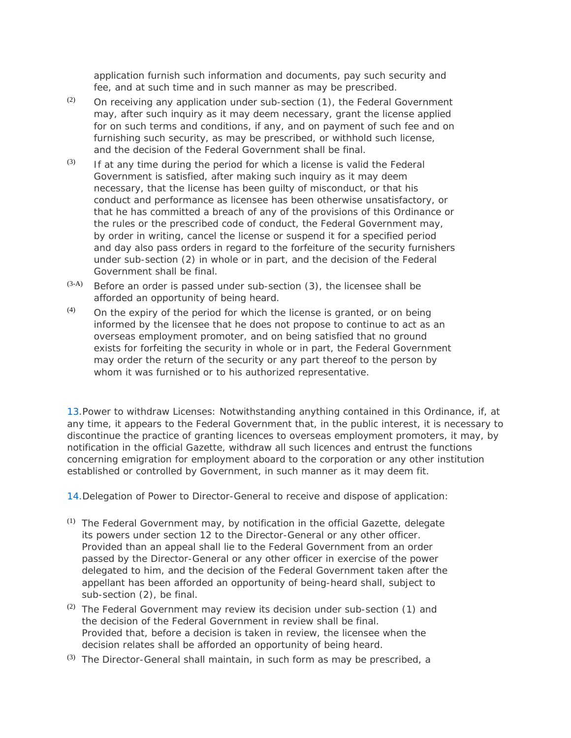application furnish such information and documents, pay such security and fee, and at such time and in such manner as may be prescribed.

(2) On receiving any application under sub-section (1), the Federal Government may, after such inquiry as it may deem necessary, grant the license applied for on such terms and conditions, if any, and on payment of such fee and on furnishing such security, as may be prescribed, or withhold such license, and the decision of the Federal Government shall be final.

(3) If at any time during the period for which a license is valid the Federal Government is satisfied, after making such inquiry as it may deem necessary, that the license has been guilty of misconduct, or that his conduct and performance as licensee has been otherwise unsatisfactory, or that he has committed a breach of any of the provisions of this Ordinance or the rules or the prescribed code of conduct, the Federal Government may, by order in writing, cancel the license or suspend it for a specified period and day also pass orders in regard to the forfeiture of the security furnishers under sub-section (2) in whole or in part, and the decision of the Federal Government shall be final.

(3-A) Before an order is passed under sub-section (3), the licensee shall be afforded an opportunity of being heard.

(4) On the expiry of the period for which the license is granted, or on being informed by the licensee that he does not propose to continue to act as an overseas employment promoter, and on being satisfied that no ground exists for forfeiting the security in whole or in part, the Federal Government may order the return of the security or any part thereof to the person by whom it was furnished or to his authorized representative.

13. Power to withdraw Licenses: Notwithstanding anything contained in this Ordinance, if, at any time, it appears to the Federal Government that, in the public interest, it is necessary to discontinue the practice of granting licences to overseas employment promoters, it may, by notification in the official Gazette, withdraw all such licences and entrust the functions concerning emigration for employment aboard to the corporation or any other institution established or controlled by Government, in such manner as it may deem fit.

14. Delegation of Power to Director-General to receive and dispose of application:

(1) The Federal Government may, by notification in the official Gazette, delegate its powers under section 12 to the Director-General or any other officer. Provided than an appeal shall lie to the Federal Government from an order passed by the Director-General or any other officer in exercise of the power delegated to him, and the decision of the Federal Government taken after the appellant has been afforded an opportunity of being-heard shall, subject to sub-section (2), be final.

(2) The Federal Government may review its decision under sub-section (1) and the decision of the Federal Government in review shall be final. Provided that, before a decision is taken in review, the licensee when the decision relates shall be afforded an opportunity of being heard.

(3) The Director-General shall maintain, in such form as may be prescribed, a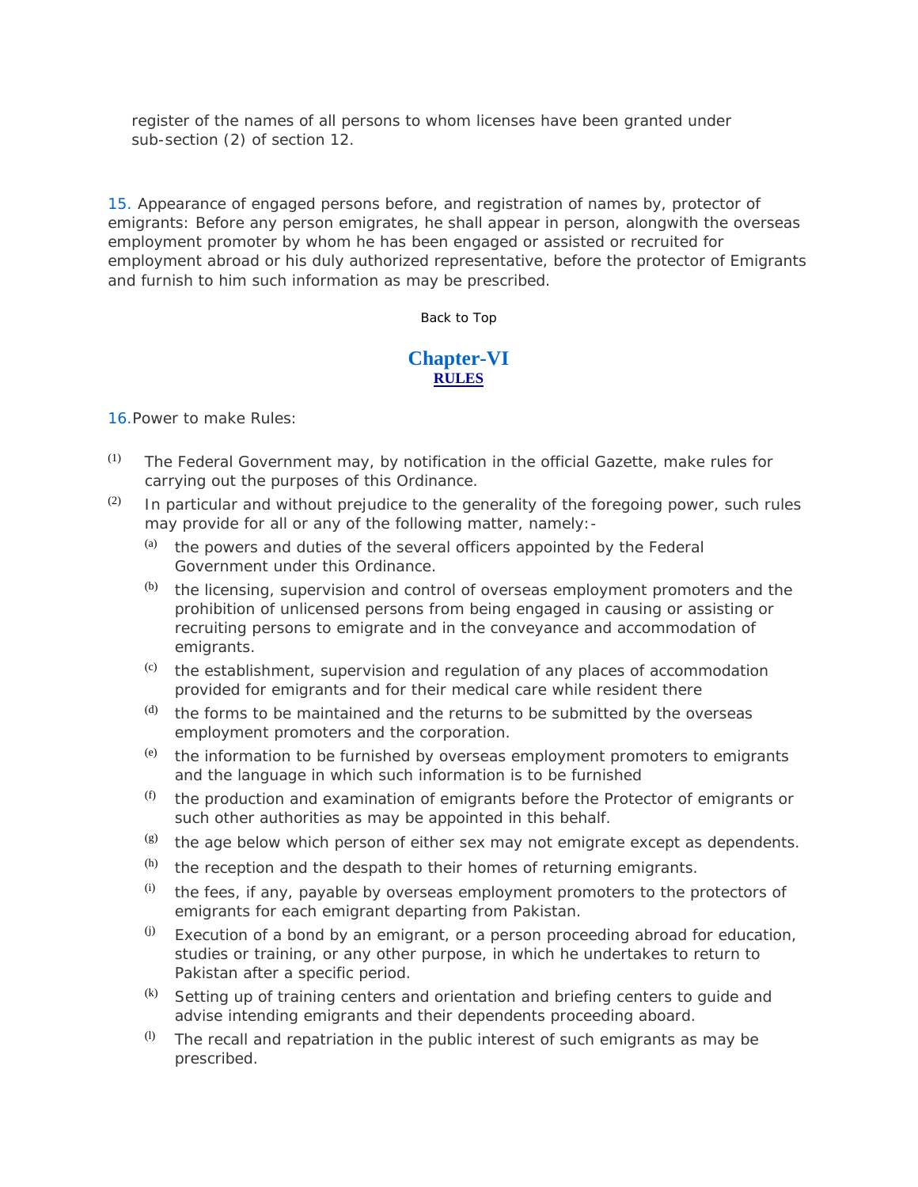register of the names of all persons to whom licenses have been granted under sub-section (2) of section 12.

15. Appearance of engaged persons before, and registration of names by, protector of emigrants: Before any person emigrates, he shall appear in person, alongwith the overseas employment promoter by whom he has been engaged or assisted or recruited for employment abroad or his duly authorized representative, before the protector of Emigrants and furnish to him such information as may be prescribed.

Back to Top

## Chapter-VI
### RULES

16. Power to make Rules:

(1) The Federal Government may, by notification in the official Gazette, make rules for carrying out the purposes of this Ordinance.

(2) In particular and without prejudice to the generality of the foregoing power, such rules may provide for all or any of the following matter, namely:-

- (a) the powers and duties of the several officers appointed by the Federal Government under this Ordinance.
- (b) the licensing, supervision and control of overseas employment promoters and the prohibition of unlicensed persons from being engaged in causing or assisting or recruiting persons to emigrate and in the conveyance and accommodation of emigrants.
- (c) the establishment, supervision and regulation of any places of accommodation provided for emigrants and for their medical care while resident there
- (d) the forms to be maintained and the returns to be submitted by the overseas employment promoters and the corporation.
- (e) the information to be furnished by overseas employment promoters to emigrants and the language in which such information is to be furnished
- (f) the production and examination of emigrants before the Protector of emigrants or such other authorities as may be appointed in this behalf.
- (g) the age below which person of either sex may not emigrate except as dependents.
- (h) the reception and the despath to their homes of returning emigrants.
- (i) the fees, if any, payable by overseas employment promoters to the protectors of emigrants for each emigrant departing from Pakistan.
- (j) Execution of a bond by an emigrant, or a person proceeding abroad for education, studies or training, or any other purpose, in which he undertakes to return to Pakistan after a specific period.
- (k) Setting up of training centers and orientation and briefing centers to guide and advise intending emigrants and their dependents proceeding aboard.
- (l) The recall and repatriation in the public interest of such emigrants as may be prescribed.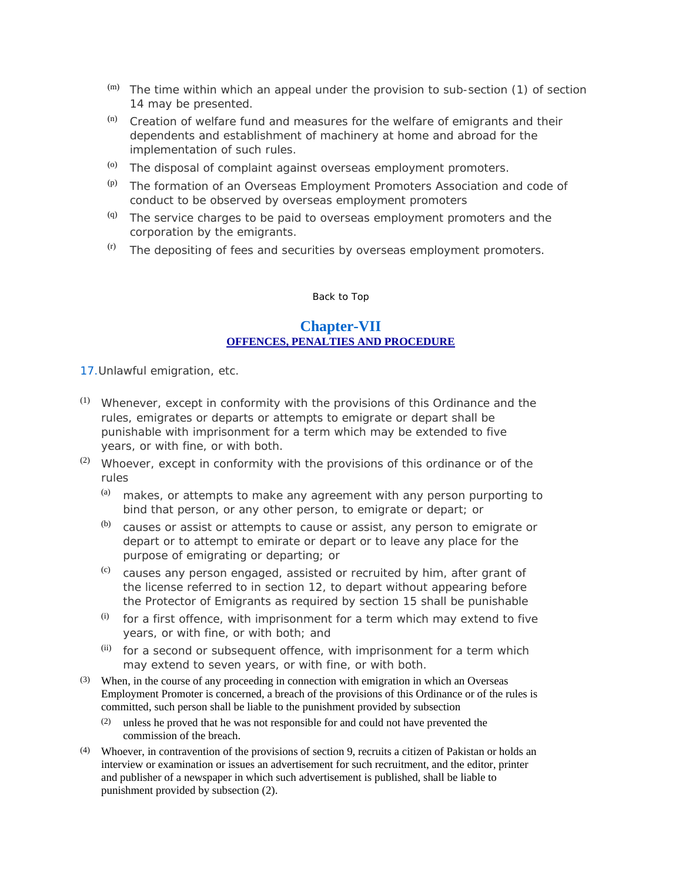(m) The time within which an appeal under the provision to sub-section (1) of section 14 may be presented.

(n) Creation of welfare fund and measures for the welfare of emigrants and their dependents and establishment of machinery at home and abroad for the implementation of such rules.

(o) The disposal of complaint against overseas employment promoters.

(p) The formation of an Overseas Employment Promoters Association and code of conduct to be observed by overseas employment promoters

(q) The service charges to be paid to overseas employment promoters and the corporation by the emigrants.

(r) The depositing of fees and securities by overseas employment promoters.

Back to Top

## Chapter-VII

### OFFENCES, PENALTIES AND PROCEDURE

17. Unlawful emigration, etc.

(1) Whenever, except in conformity with the provisions of this Ordinance and the rules, emigrates or departs or attempts to emigrate or depart shall be punishable with imprisonment for a term which may be extended to five years, or with fine, or with both.

(2) Whoever, except in conformity with the provisions of this ordinance or of the rules

- (a) makes, or attempts to make any agreement with any person purporting to bind that person, or any other person, to emigrate or depart; or
- (b) causes or assist or attempts to cause or assist, any person to emigrate or depart or to attempt to emirate or depart or to leave any place for the purpose of emigrating or departing; or
- (c) causes any person engaged, assisted or recruited by him, after grant of the license referred to in section 12, to depart without appearing before the Protector of Emigrants as required by section 15 shall be punishable
- (i) for a first offence, with imprisonment for a term which may extend to five years, or with fine, or with both; and
- (ii) for a second or subsequent offence, with imprisonment for a term which may extend to seven years, or with fine, or with both.

(3) When, in the course of any proceeding in connection with emigration in which an Overseas Employment Promoter is concerned, a breach of the provisions of this Ordinance or of the rules is committed, such person shall be liable to the punishment provided by subsection

(2) unless he proved that he was not responsible for and could not have prevented the commission of the breach.

(4) Whoever, in contravention of the provisions of section 9, recruits a citizen of Pakistan or holds an interview or examination or issues an advertisement for such recruitment, and the editor, printer and publisher of a newspaper in which such advertisement is published, shall be liable to punishment provided by subsection (2).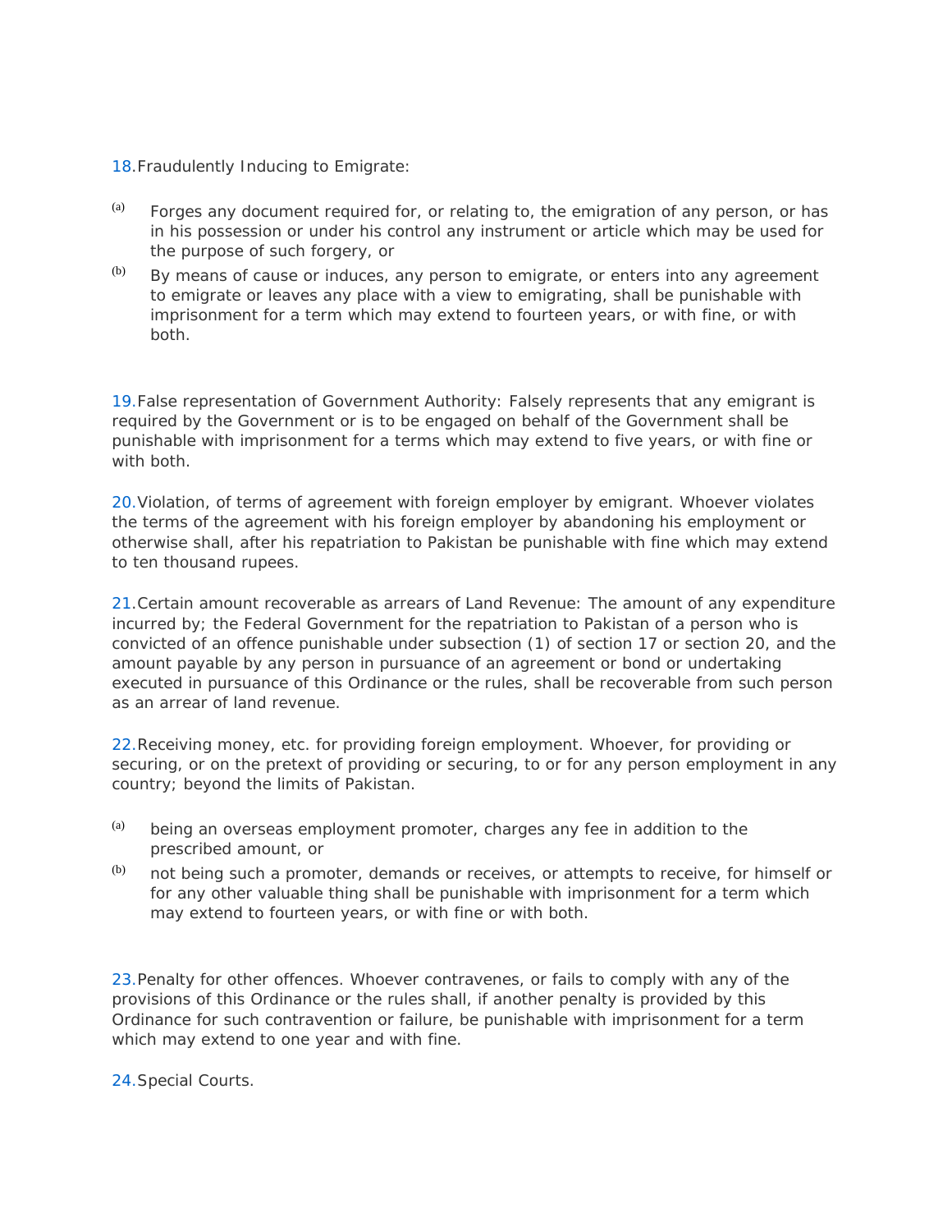18.Fraudulently Inducing to Emigrate:

(a) Forges any document required for, or relating to, the emigration of any person, or has in his possession or under his control any instrument or article which may be used for the purpose of such forgery, or

(b) By means of cause or induces, any person to emigrate, or enters into any agreement to emigrate or leaves any place with a view to emigrating, shall be punishable with imprisonment for a term which may extend to fourteen years, or with fine, or with both.

19.False representation of Government Authority: Falsely represents that any emigrant is required by the Government or is to be engaged on behalf of the Government shall be punishable with imprisonment for a terms which may extend to five years, or with fine or with both.

20.Violation, of terms of agreement with foreign employer by emigrant. Whoever violates the terms of the agreement with his foreign employer by abandoning his employment or otherwise shall, after his repatriation to Pakistan be punishable with fine which may extend to ten thousand rupees.

21.Certain amount recoverable as arrears of Land Revenue: The amount of any expenditure incurred by; the Federal Government for the repatriation to Pakistan of a person who is convicted of an offence punishable under subsection (1) of section 17 or section 20, and the amount payable by any person in pursuance of an agreement or bond or undertaking executed in pursuance of this Ordinance or the rules, shall be recoverable from such person as an arrear of land revenue.

22.Receiving money, etc. for providing foreign employment. Whoever, for providing or securing, or on the pretext of providing or securing, to or for any person employment in any country; beyond the limits of Pakistan.

(a) being an overseas employment promoter, charges any fee in addition to the prescribed amount, or

(b) not being such a promoter, demands or receives, or attempts to receive, for himself or for any other valuable thing shall be punishable with imprisonment for a term which may extend to fourteen years, or with fine or with both.

23.Penalty for other offences. Whoever contravenes, or fails to comply with any of the provisions of this Ordinance or the rules shall, if another penalty is provided by this Ordinance for such contravention or failure, be punishable with imprisonment for a term which may extend to one year and with fine.

24.Special Courts.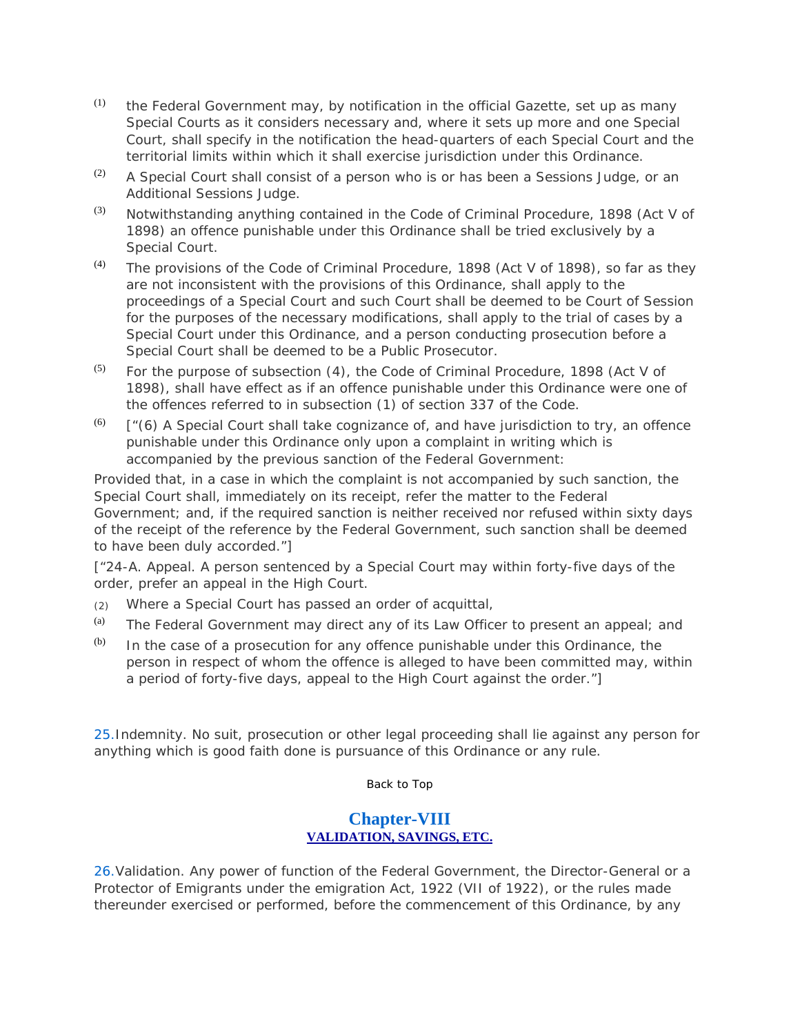(1) the Federal Government may, by notification in the official Gazette, set up as many Special Courts as it considers necessary and, where it sets up more and one Special Court, shall specify in the notification the head-quarters of each Special Court and the territorial limits within which it shall exercise jurisdiction under this Ordinance.

(2) A Special Court shall consist of a person who is or has been a Sessions Judge, or an Additional Sessions Judge.

(3) Notwithstanding anything contained in the Code of Criminal Procedure, 1898 (Act V of 1898) an offence punishable under this Ordinance shall be tried exclusively by a Special Court.

(4) The provisions of the Code of Criminal Procedure, 1898 (Act V of 1898), so far as they are not inconsistent with the provisions of this Ordinance, shall apply to the proceedings of a Special Court and such Court shall be deemed to be Court of Session for the purposes of the necessary modifications, shall apply to the trial of cases by a Special Court under this Ordinance, and a person conducting prosecution before a Special Court shall be deemed to be a Public Prosecutor.

(5) For the purpose of subsection (4), the Code of Criminal Procedure, 1898 (Act V of 1898), shall have effect as if an offence punishable under this Ordinance were one of the offences referred to in subsection (1) of section 337 of the Code.

(6) ["(6) A Special Court shall take cognizance of, and have jurisdiction to try, an offence punishable under this Ordinance only upon a complaint in writing which is accompanied by the previous sanction of the Federal Government:

Provided that, in a case in which the complaint is not accompanied by such sanction, the Special Court shall, immediately on its receipt, refer the matter to the Federal Government; and, if the required sanction is neither received nor refused within sixty days of the receipt of the reference by the Federal Government, such sanction shall be deemed to have been duly accorded."]

["24-A. Appeal. A person sentenced by a Special Court may within forty-five days of the order, prefer an appeal in the High Court.

(2) Where a Special Court has passed an order of acquittal,

(a) The Federal Government may direct any of its Law Officer to present an appeal; and

(b) In the case of a prosecution for any offence punishable under this Ordinance, the person in respect of whom the offence is alleged to have been committed may, within a period of forty-five days, appeal to the High Court against the order."]

25.Indemnity. No suit, prosecution or other legal proceeding shall lie against any person for anything which is good faith done is pursuance of this Ordinance or any rule.

Back to Top

## Chapter-VIII
### VALIDATION, SAVINGS, ETC.

26.Validation. Any power of function of the Federal Government, the Director-General or a Protector of Emigrants under the emigration Act, 1922 (VII of 1922), or the rules made thereunder exercised or performed, before the commencement of this Ordinance, by any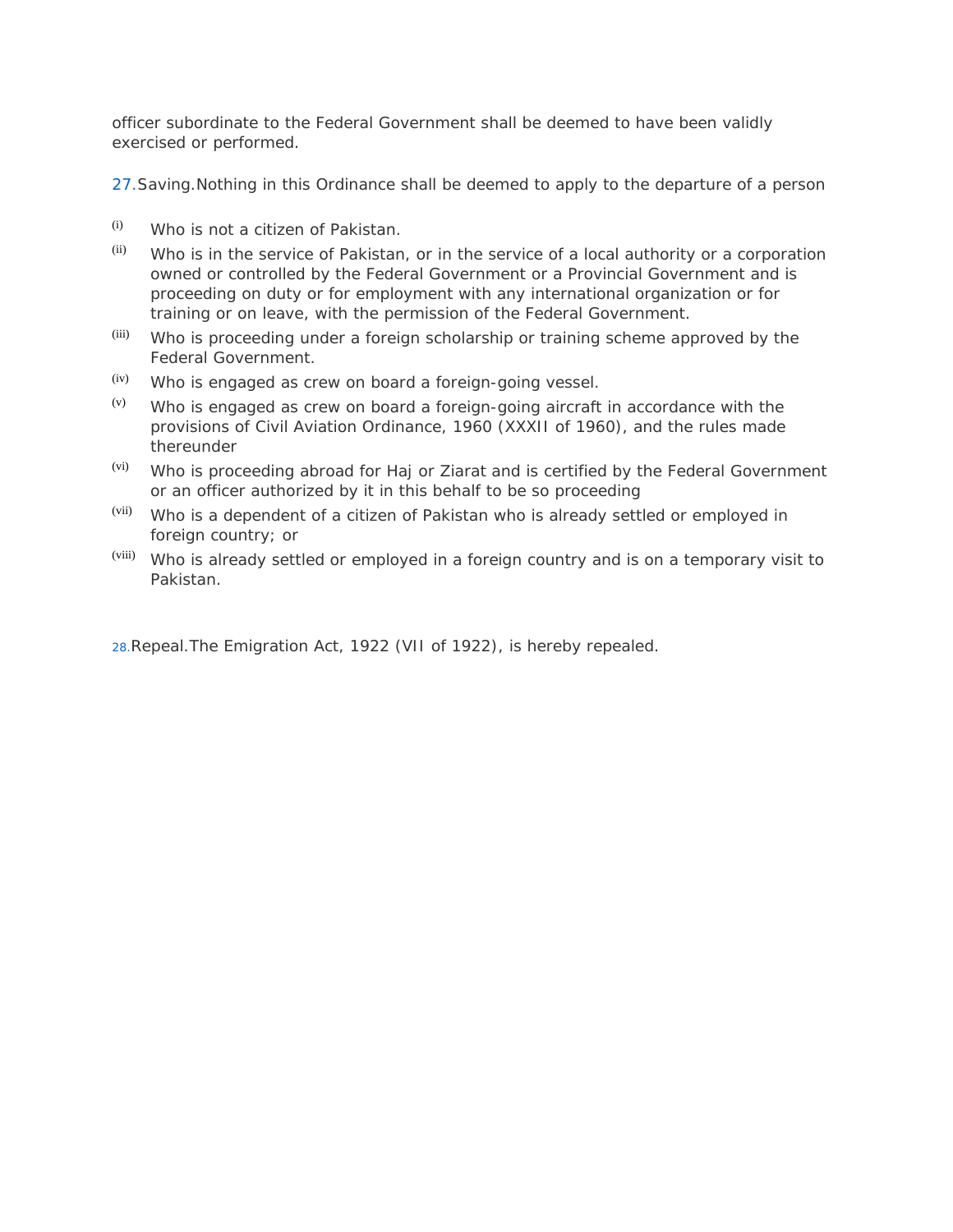officer subordinate to the Federal Government shall be deemed to have been validly exercised or performed.

27.Saving.Nothing in this Ordinance shall be deemed to apply to the departure of a person

(i) Who is not a citizen of Pakistan.

(ii) Who is in the service of Pakistan, or in the service of a local authority or a corporation owned or controlled by the Federal Government or a Provincial Government and is proceeding on duty or for employment with any international organization or for training or on leave, with the permission of the Federal Government.

(iii) Who is proceeding under a foreign scholarship or training scheme approved by the Federal Government.

(iv) Who is engaged as crew on board a foreign-going vessel.

(v) Who is engaged as crew on board a foreign-going aircraft in accordance with the provisions of Civil Aviation Ordinance, 1960 (XXXII of 1960), and the rules made thereunder

(vi) Who is proceeding abroad for Haj or Ziarat and is certified by the Federal Government or an officer authorized by it in this behalf to be so proceeding

(vii) Who is a dependent of a citizen of Pakistan who is already settled or employed in foreign country; or

(viii) Who is already settled or employed in a foreign country and is on a temporary visit to Pakistan.

28.Repeal.The Emigration Act, 1922 (VII of 1922), is hereby repealed.